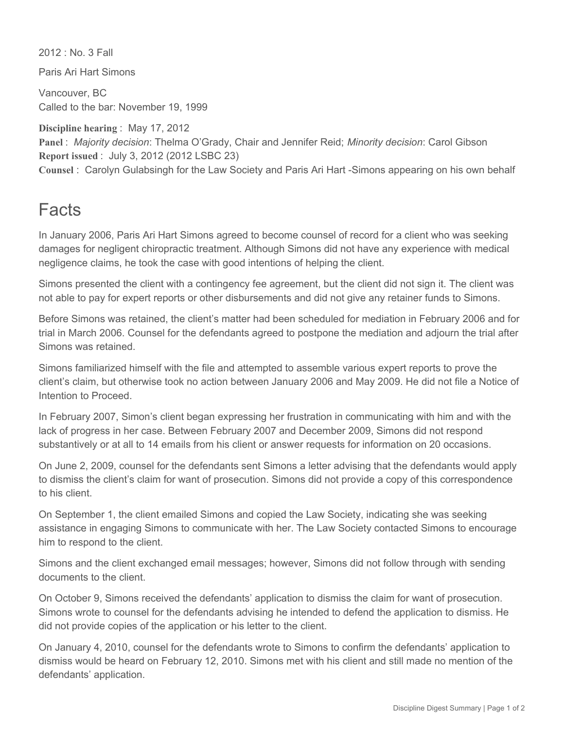2012 : No. 3 Fall

Paris Ari Hart Simons

Vancouver, BC
Called to the bar: November 19, 1999

**Discipline hearing** : May 17, 2012
**Panel** : *Majority decision*: Thelma O'Grady, Chair and Jennifer Reid; *Minority decision*: Carol Gibson
**Report issued** : July 3, 2012 (2012 LSBC 23)
**Counsel** : Carolyn Gulabsingh for the Law Society and Paris Ari Hart -Simons appearing on his own behalf

# Facts

In January 2006, Paris Ari Hart Simons agreed to become counsel of record for a client who was seeking damages for negligent chiropractic treatment. Although Simons did not have any experience with medical negligence claims, he took the case with good intentions of helping the client.

Simons presented the client with a contingency fee agreement, but the client did not sign it. The client was not able to pay for expert reports or other disbursements and did not give any retainer funds to Simons.

Before Simons was retained, the client's matter had been scheduled for mediation in February 2006 and for trial in March 2006. Counsel for the defendants agreed to postpone the mediation and adjourn the trial after Simons was retained.

Simons familiarized himself with the file and attempted to assemble various expert reports to prove the client's claim, but otherwise took no action between January 2006 and May 2009. He did not file a Notice of Intention to Proceed.

In February 2007, Simon's client began expressing her frustration in communicating with him and with the lack of progress in her case. Between February 2007 and December 2009, Simons did not respond substantively or at all to 14 emails from his client or answer requests for information on 20 occasions.

On June 2, 2009, counsel for the defendants sent Simons a letter advising that the defendants would apply to dismiss the client's claim for want of prosecution. Simons did not provide a copy of this correspondence to his client.

On September 1, the client emailed Simons and copied the Law Society, indicating she was seeking assistance in engaging Simons to communicate with her. The Law Society contacted Simons to encourage him to respond to the client.

Simons and the client exchanged email messages; however, Simons did not follow through with sending documents to the client.

On October 9, Simons received the defendants' application to dismiss the claim for want of prosecution. Simons wrote to counsel for the defendants advising he intended to defend the application to dismiss. He did not provide copies of the application or his letter to the client.

On January 4, 2010, counsel for the defendants wrote to Simons to confirm the defendants' application to dismiss would be heard on February 12, 2010. Simons met with his client and still made no mention of the defendants' application.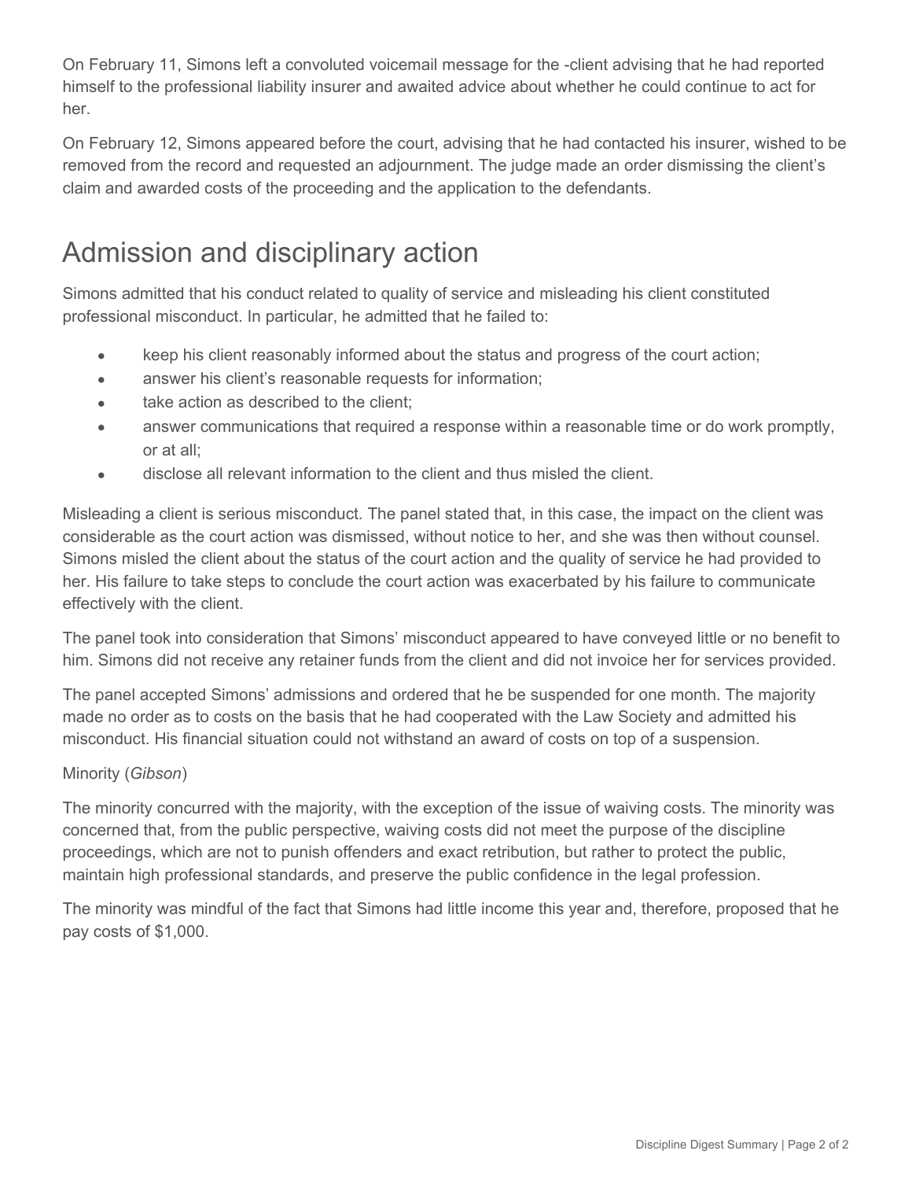On February 11, Simons left a convoluted voicemail message for the -client advising that he had reported himself to the professional liability insurer and awaited advice about whether he could continue to act for her.

On February 12, Simons appeared before the court, advising that he had contacted his insurer, wished to be removed from the record and requested an adjournment. The judge made an order dismissing the client's claim and awarded costs of the proceeding and the application to the defendants.

## Admission and disciplinary action

Simons admitted that his conduct related to quality of service and misleading his client constituted professional misconduct. In particular, he admitted that he failed to:

- keep his client reasonably informed about the status and progress of the court action;
- answer his client's reasonable requests for information;
- take action as described to the client;
- answer communications that required a response within a reasonable time or do work promptly, or at all;
- disclose all relevant information to the client and thus misled the client.

Misleading a client is serious misconduct. The panel stated that, in this case, the impact on the client was considerable as the court action was dismissed, without notice to her, and she was then without counsel. Simons misled the client about the status of the court action and the quality of service he had provided to her. His failure to take steps to conclude the court action was exacerbated by his failure to communicate effectively with the client.

The panel took into consideration that Simons' misconduct appeared to have conveyed little or no benefit to him. Simons did not receive any retainer funds from the client and did not invoice her for services provided.

The panel accepted Simons' admissions and ordered that he be suspended for one month. The majority made no order as to costs on the basis that he had cooperated with the Law Society and admitted his misconduct. His financial situation could not withstand an award of costs on top of a suspension.

Minority (*Gibson*)

The minority concurred with the majority, with the exception of the issue of waiving costs. The minority was concerned that, from the public perspective, waiving costs did not meet the purpose of the discipline proceedings, which are not to punish offenders and exact retribution, but rather to protect the public, maintain high professional standards, and preserve the public confidence in the legal profession.

The minority was mindful of the fact that Simons had little income this year and, therefore, proposed that he pay costs of $1,000.